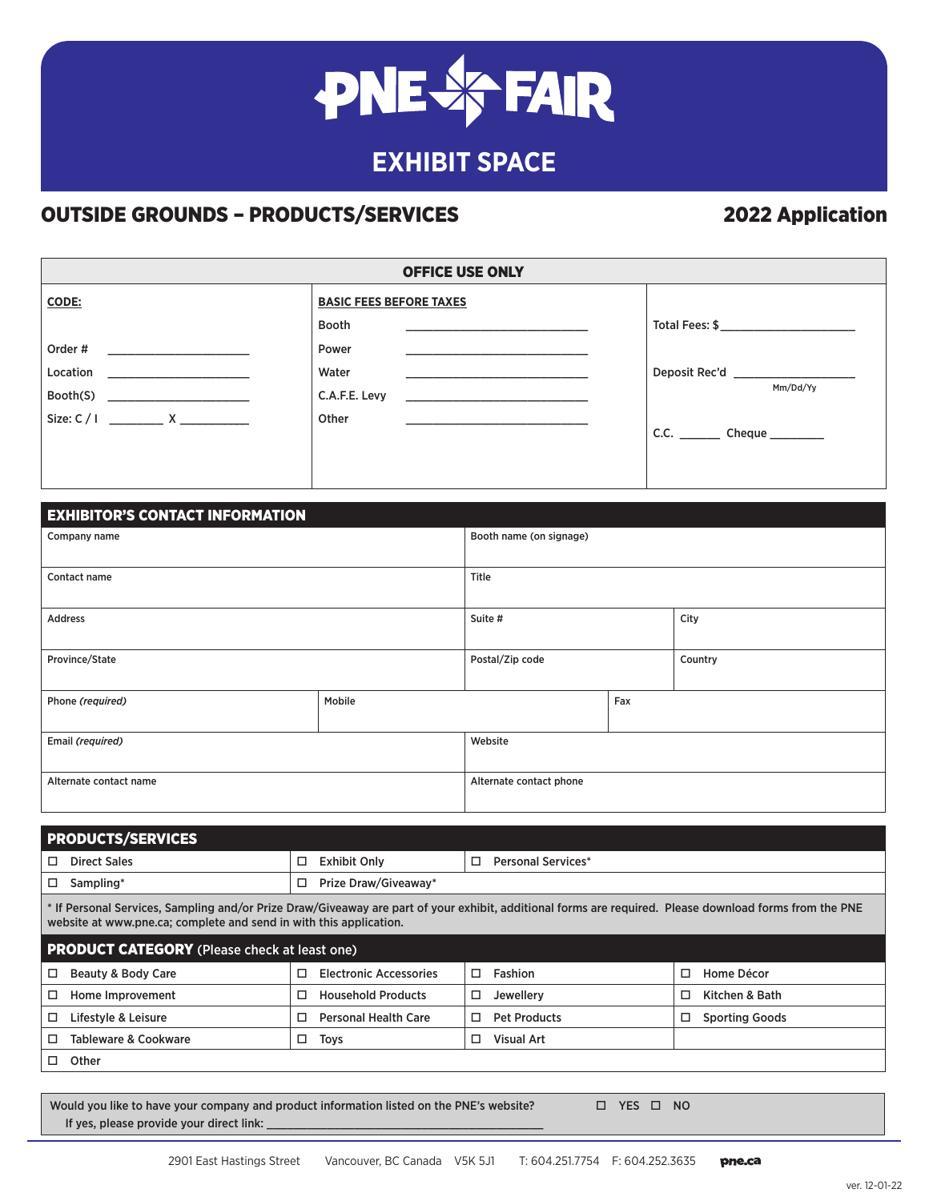# PNE FAIR

## EXHIBIT SPACE

## OUTSIDE GROUNDS – PRODUCTS/SERVICES

## 2022 Application

| OFFICE USE ONLY | | |
|---|---|---|
| **CODE:** | **BASIC FEES BEFORE TAXES** | |
| | Booth ____________________ | Total Fees: $ ____________________ |
| Order # ____________________ | Power ____________________ | |
| Location ____________________ | Water ____________________ | Deposit Rec'd ____________________ Mm/Dd/Yy |
| Booth(S) ____________________ | C.A.F.E. Levy ____________________ | |
| Size: C / I ________ X __________ | Other ____________________ | C.C. ______ Cheque ________ |

### EXHIBITOR'S CONTACT INFORMATION

| | | |
|---|---|---|
| Company name | Booth name (on signage) | |
| Contact name | Title | |
| Address | Suite # | City |
| Province/State | Postal/Zip code | Country |
| Phone *(required)* | Mobile | Fax |
| Email *(required)* | Website | |
| Alternate contact name | Alternate contact phone | |

### PRODUCTS/SERVICES

| | | |
|---|---|---|
| ☐ Direct Sales | ☐ Exhibit Only | ☐ Personal Services* |
| ☐ Sampling* | ☐ Prize Draw/Giveaway* | |

* If Personal Services, Sampling and/or Prize Draw/Giveaway are part of your exhibit, additional forms are required. Please download forms from the PNE website at www.pne.ca; complete and send in with this application.

### PRODUCT CATEGORY (Please check at least one)

| | | | |
|---|---|---|---|
| ☐ Beauty & Body Care | ☐ Electronic Accessories | ☐ Fashion | ☐ Home Décor |
| ☐ Home Improvement | ☐ Household Products | ☐ Jewellery | ☐ Kitchen & Bath |
| ☐ Lifestyle & Leisure | ☐ Personal Health Care | ☐ Pet Products | ☐ Sporting Goods |
| ☐ Tableware & Cookware | ☐ Toys | ☐ Visual Art | |
| ☐ Other | | | |

Would you like to have your company and product information listed on the PNE's website? ☐ YES ☐ NO

If yes, please provide your direct link: ________________________________________

2901 East Hastings Street Vancouver, BC Canada V5K 5J1 T: 604.251.7754 F: 604.252.3635 pne.ca

ver. 12-01-22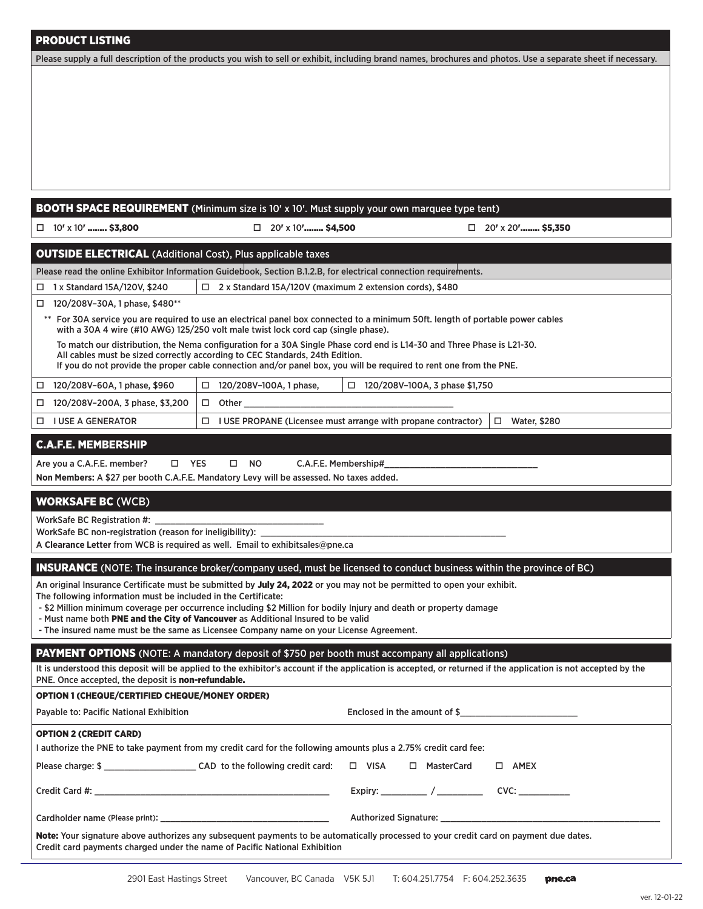## PRODUCT LISTING

Please supply a full description of the products you wish to sell or exhibit, including brand names, brochures and photos. Use a separate sheet if necessary.

## BOOTH SPACE REQUIREMENT (Minimum size is 10′ x 10′. Must supply your own marquee type tent)

☐ 10′ x 10′ ........ **$3,800** ☐ 20′ x 10′........ **$4,500** ☐ 20′ x 20′........ **$5,350**

## OUTSIDE ELECTRICAL (Additional Cost), Plus applicable taxes

Please read the online Exhibitor Information Guidebook, Section B.1.2.B, for electrical connection requirements.

☐ 1 x Standard 15A/120V, $240

☐ 2 x Standard 15A/120V (maximum 2 extension cords), $480

☐ 120/208V–30A, 1 phase, $480**

** For 30A service you are required to use an electrical panel box connected to a minimum 50ft. length of portable power cables with a 30A 4 wire (#10 AWG) 125/250 volt male twist lock cord cap (single phase).

To match our distribution, the Nema configuration for a 30A Single Phase cord end is L14-30 and Three Phase is L21-30. All cables must be sized correctly according to CEC Standards, 24th Edition. If you do not provide the proper cable connection and/or panel box, you will be required to rent one from the PNE.

☐ 120/208V–60A, 1 phase, $960

☐ 120/208V–100A, 1 phase,

☐ 120/208V–100A, 3 phase $1,750

☐ 120/208V–200A, 3 phase, $3,200

☐ Other ____________________

☐ I USE A GENERATOR

☐ I USE PROPANE (Licensee must arrange with propane contractor)

☐ Water, $280

## C.A.F.E. MEMBERSHIP

Are you a C.A.F.E. member? ☐ YES ☐ NO C.A.F.E. Membership#____________________

**Non Members:** A $27 per booth C.A.F.E. Mandatory Levy will be assessed. No taxes added.

## WORKSAFE BC (WCB)

WorkSafe BC Registration #: ____________________

WorkSafe BC non-registration (reason for ineligibility): ____________________

A **Clearance Letter** from WCB is required as well. Email to exhibitsales@pne.ca

## INSURANCE (NOTE: The insurance broker/company used, must be licensed to conduct business within the province of BC)

An original Insurance Certificate must be submitted by **July 24, 2022** or you may not be permitted to open your exhibit.
The following information must be included in the Certificate:

- $2 Million minimum coverage per occurrence including $2 Million for bodily Injury and death or property damage
- Must name both **PNE and the City of Vancouver** as Additional Insured to be valid
- The insured name must be the same as Licensee Company name on your License Agreement.

## PAYMENT OPTIONS (NOTE: A mandatory deposit of $750 per booth must accompany all applications)

It is understood this deposit will be applied to the exhibitor's account if the application is accepted, or returned if the application is not accepted by the PNE. Once accepted, the deposit is **non-refundable.**

### OPTION 1 (CHEQUE/CERTIFIED CHEQUE/MONEY ORDER)

Payable to: Pacific National Exhibition Enclosed in the amount of $____________________

### OPTION 2 (CREDIT CARD)

I authorize the PNE to take payment from my credit card for the following amounts plus a 2.75% credit card fee:

Please charge: $ ____________________ CAD to the following credit card: ☐ VISA ☐ MasterCard ☐ AMEX

Credit Card #: ____________________ Expiry: ________ / ________ CVC: ________

Cardholder name (Please print): ____________________ Authorized Signature: ____________________

**Note:** Your signature above authorizes any subsequent payments to be automatically processed to your credit card on payment due dates.
Credit card payments charged under the name of Pacific National Exhibition

2901 East Hastings Street Vancouver, BC Canada V5K 5J1 T: 604.251.7754 F: 604.252.3635 pne.ca

ver. 12-01-22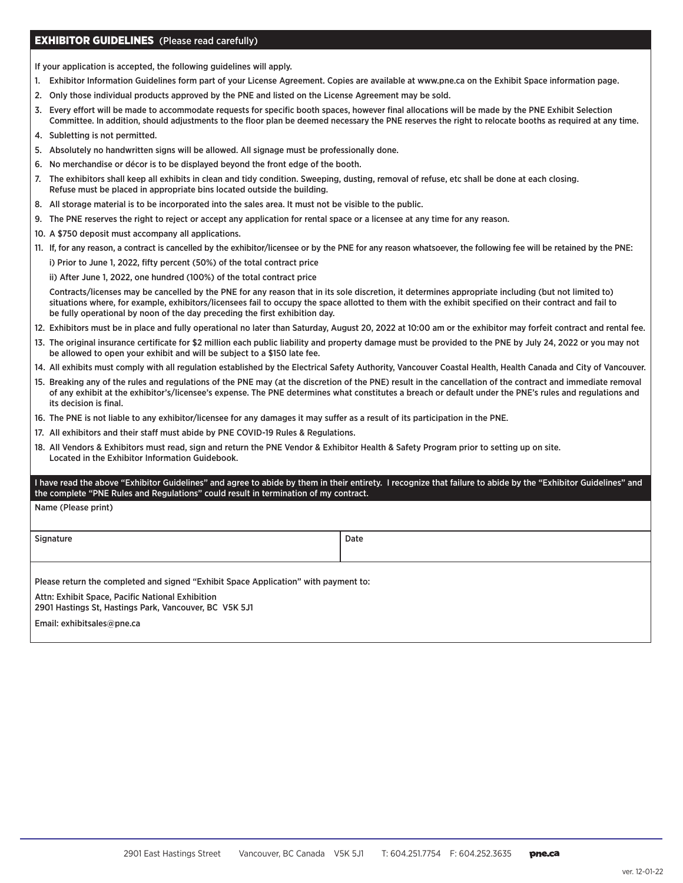## EXHIBITOR GUIDELINES (Please read carefully)

If your application is accepted, the following guidelines will apply.

1. Exhibitor Information Guidelines form part of your License Agreement. Copies are available at www.pne.ca on the Exhibit Space information page.
2. Only those individual products approved by the PNE and listed on the License Agreement may be sold.
3. Every effort will be made to accommodate requests for specific booth spaces, however final allocations will be made by the PNE Exhibit Selection Committee. In addition, should adjustments to the floor plan be deemed necessary the PNE reserves the right to relocate booths as required at any time.
4. Subletting is not permitted.
5. Absolutely no handwritten signs will be allowed. All signage must be professionally done.
6. No merchandise or décor is to be displayed beyond the front edge of the booth.
7. The exhibitors shall keep all exhibits in clean and tidy condition. Sweeping, dusting, removal of refuse, etc shall be done at each closing. Refuse must be placed in appropriate bins located outside the building.
8. All storage material is to be incorporated into the sales area. It must not be visible to the public.
9. The PNE reserves the right to reject or accept any application for rental space or a licensee at any time for any reason.
10. A $750 deposit must accompany all applications.
11. If, for any reason, a contract is cancelled by the exhibitor/licensee or by the PNE for any reason whatsoever, the following fee will be retained by the PNE:

    i) Prior to June 1, 2022, fifty percent (50%) of the total contract price

    ii) After June 1, 2022, one hundred (100%) of the total contract price

    Contracts/licenses may be cancelled by the PNE for any reason that in its sole discretion, it determines appropriate including (but not limited to) situations where, for example, exhibitors/licensees fail to occupy the space allotted to them with the exhibit specified on their contract and fail to be fully operational by noon of the day preceding the first exhibition day.
12. Exhibitors must be in place and fully operational no later than Saturday, August 20, 2022 at 10:00 am or the exhibitor may forfeit contract and rental fee.
13. The original insurance certificate for $2 million each public liability and property damage must be provided to the PNE by July 24, 2022 or you may not be allowed to open your exhibit and will be subject to a $150 late fee.
14. All exhibits must comply with all regulation established by the Electrical Safety Authority, Vancouver Coastal Health, Health Canada and City of Vancouver.
15. Breaking any of the rules and regulations of the PNE may (at the discretion of the PNE) result in the cancellation of the contract and immediate removal of any exhibit at the exhibitor's/licensee's expense. The PNE determines what constitutes a breach or default under the PNE's rules and regulations and its decision is final.
16. The PNE is not liable to any exhibitor/licensee for any damages it may suffer as a result of its participation in the PNE.
17. All exhibitors and their staff must abide by PNE COVID-19 Rules & Regulations.
18. All Vendors & Exhibitors must read, sign and return the PNE Vendor & Exhibitor Health & Safety Program prior to setting up on site. Located in the Exhibitor Information Guidebook.

**I have read the above "Exhibitor Guidelines" and agree to abide by them in their entirety. I recognize that failure to abide by the "Exhibitor Guidelines" and the complete "PNE Rules and Regulations" could result in termination of my contract.**

Name (Please print)

| Signature | Date |
|---|---|
| | |

Please return the completed and signed "Exhibit Space Application" with payment to:

Attn: Exhibit Space, Pacific National Exhibition
2901 Hastings St, Hastings Park, Vancouver, BC V5K 5J1

Email: exhibitsales@pne.ca

2901 East Hastings Street  Vancouver, BC Canada V5K 5J1  T: 604.251.7754 F: 604.252.3635  pne.ca

ver. 12-01-22